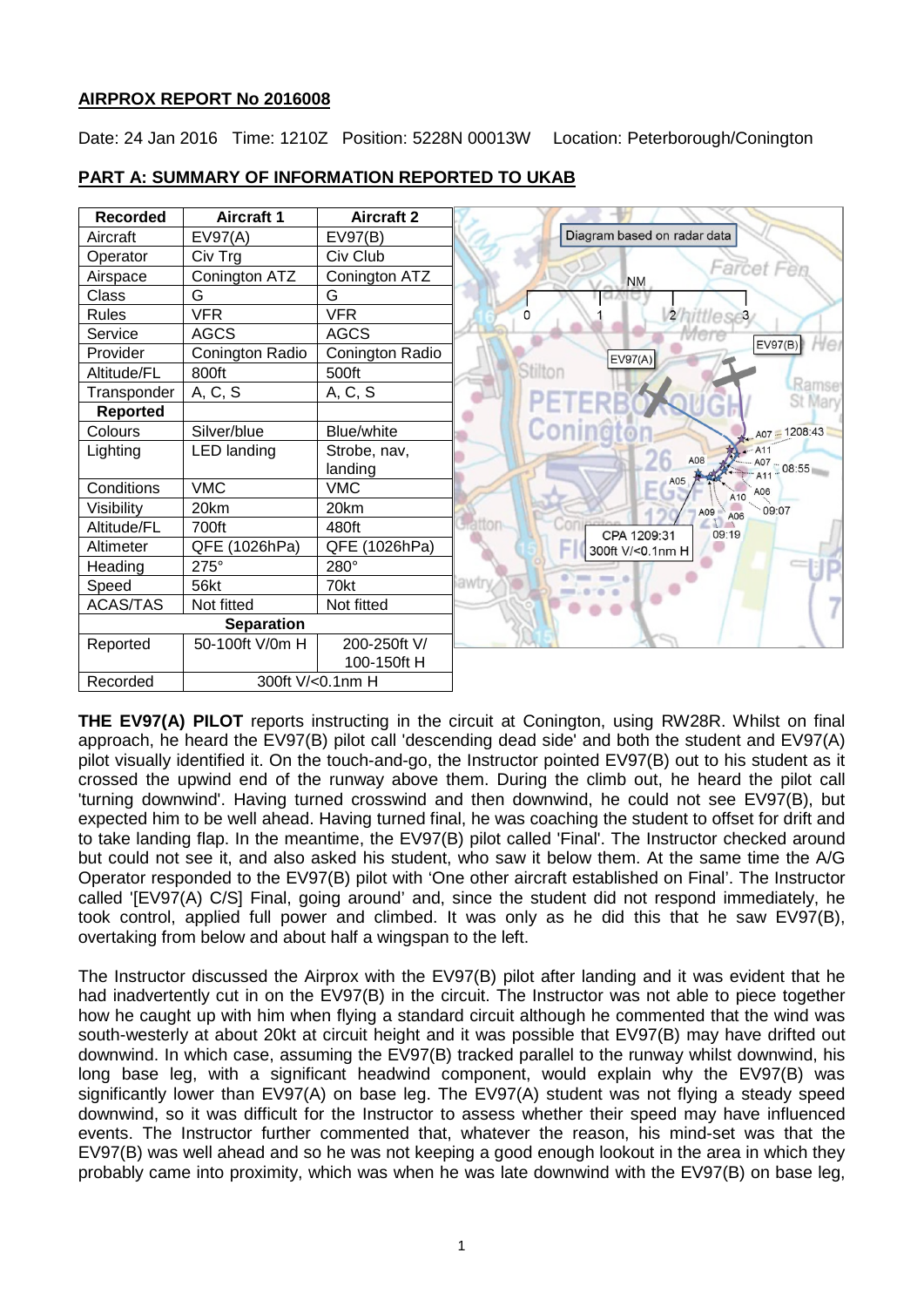**AIRPROX REPORT No 2016008**

Date: 24 Jan 2016 Time: 1210Z Position: 5228N 00013W Location: Peterborough/Conington

**PART A: SUMMARY OF INFORMATION REPORTED TO UKAB**

| Recorded | Aircraft 1 | Aircraft 2 |
|---|---|---|
| Aircraft | EV97(A) | EV97(B) |
| Operator | Civ Trg | Civ Club |
| Airspace | Conington ATZ | Conington ATZ |
| Class | G | G |
| Rules | VFR | VFR |
| Service | AGCS | AGCS |
| Provider | Conington Radio | Conington Radio |
| Altitude/FL | 800ft | 500ft |
| Transponder | A, C, S | A, C, S |
| **Reported** | | |
| Colours | Silver/blue | Blue/white |
| Lighting | LED landing | Strobe, nav, landing |
| Conditions | VMC | VMC |
| Visibility | 20km | 20km |
| Altitude/FL | 700ft | 480ft |
| Altimeter | QFE (1026hPa) | QFE (1026hPa) |
| Heading | 275° | 280° |
| Speed | 56kt | 70kt |
| ACAS/TAS | Not fitted | Not fitted |
| **Separation** | | |
| Reported | 50-100ft V/0m H | 200-250ft V/ 100-150ft H |
| Recorded | 300ft V/<0.1nm H | |

Diagram based on radar data

CPA 1209:31 300ft V/<0.1nm H

**THE EV97(A) PILOT** reports instructing in the circuit at Conington, using RW28R. Whilst on final approach, he heard the EV97(B) pilot call 'descending dead side' and both the student and EV97(A) pilot visually identified it. On the touch-and-go, the Instructor pointed EV97(B) out to his student as it crossed the upwind end of the runway above them. During the climb out, he heard the pilot call 'turning downwind'. Having turned crosswind and then downwind, he could not see EV97(B), but expected him to be well ahead. Having turned final, he was coaching the student to offset for drift and to take landing flap. In the meantime, the EV97(B) pilot called 'Final'. The Instructor checked around but could not see it, and also asked his student, who saw it below them. At the same time the A/G Operator responded to the EV97(B) pilot with 'One other aircraft established on Final'. The Instructor called '[EV97(A) C/S] Final, going around' and, since the student did not respond immediately, he took control, applied full power and climbed. It was only as he did this that he saw EV97(B), overtaking from below and about half a wingspan to the left.

The Instructor discussed the Airprox with the EV97(B) pilot after landing and it was evident that he had inadvertently cut in on the EV97(B) in the circuit. The Instructor was not able to piece together how he caught up with him when flying a standard circuit although he commented that the wind was south-westerly at about 20kt at circuit height and it was possible that EV97(B) may have drifted out downwind. In which case, assuming the EV97(B) tracked parallel to the runway whilst downwind, his long base leg, with a significant headwind component, would explain why the EV97(B) was significantly lower than EV97(A) on base leg. The EV97(A) student was not flying a steady speed downwind, so it was difficult for the Instructor to assess whether their speed may have influenced events. The Instructor further commented that, whatever the reason, his mind-set was that the EV97(B) was well ahead and so he was not keeping a good enough lookout in the area in which they probably came into proximity, which was when he was late downwind with the EV97(B) on base leg,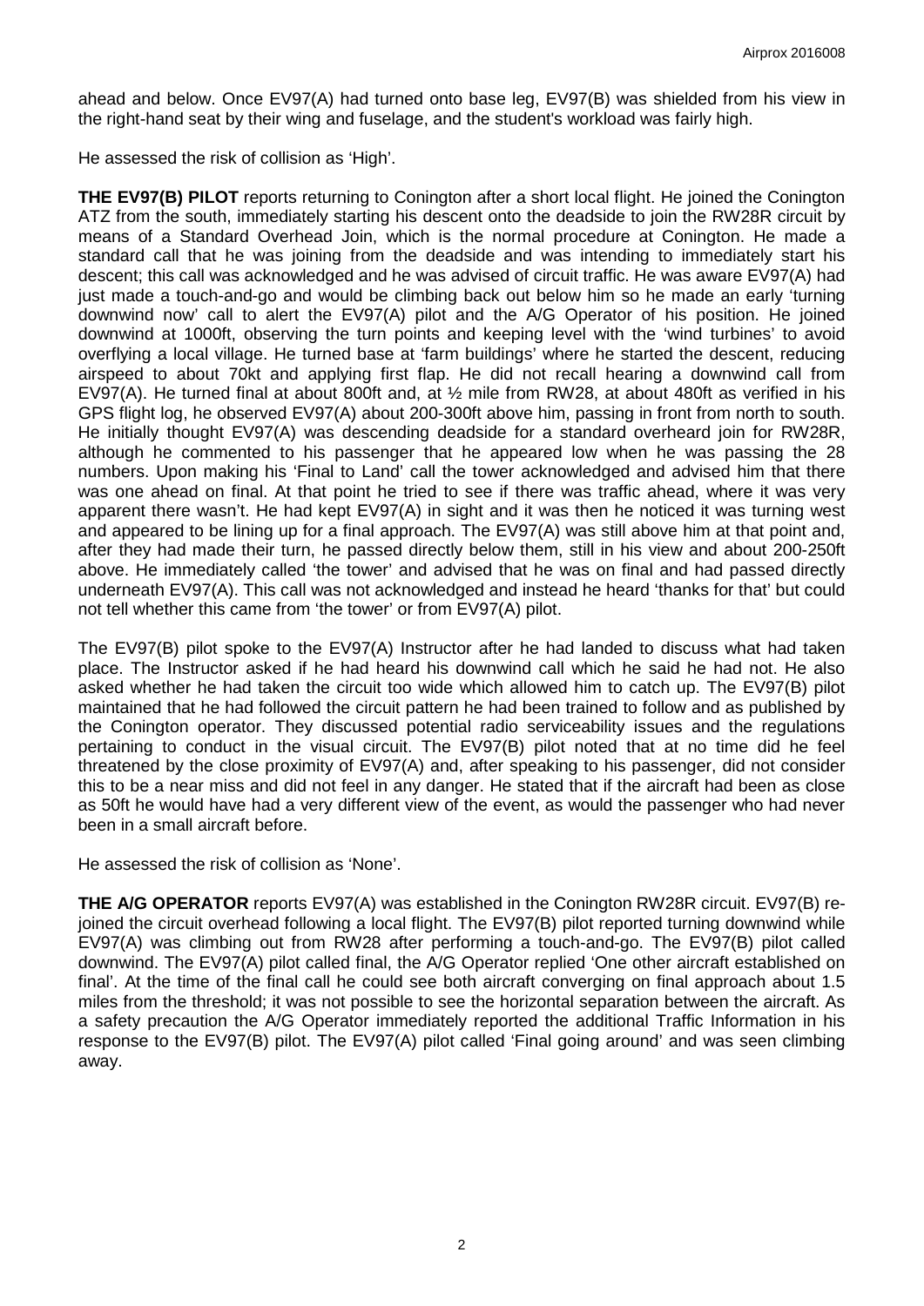ahead and below. Once EV97(A) had turned onto base leg, EV97(B) was shielded from his view in the right-hand seat by their wing and fuselage, and the student's workload was fairly high.

He assessed the risk of collision as 'High'.

**THE EV97(B) PILOT** reports returning to Conington after a short local flight. He joined the Conington ATZ from the south, immediately starting his descent onto the deadside to join the RW28R circuit by means of a Standard Overhead Join, which is the normal procedure at Conington. He made a standard call that he was joining from the deadside and was intending to immediately start his descent; this call was acknowledged and he was advised of circuit traffic. He was aware EV97(A) had just made a touch-and-go and would be climbing back out below him so he made an early 'turning downwind now' call to alert the EV97(A) pilot and the A/G Operator of his position. He joined downwind at 1000ft, observing the turn points and keeping level with the 'wind turbines' to avoid overflying a local village. He turned base at 'farm buildings' where he started the descent, reducing airspeed to about 70kt and applying first flap. He did not recall hearing a downwind call from EV97(A). He turned final at about 800ft and, at ½ mile from RW28, at about 480ft as verified in his GPS flight log, he observed EV97(A) about 200-300ft above him, passing in front from north to south. He initially thought EV97(A) was descending deadside for a standard overheard join for RW28R, although he commented to his passenger that he appeared low when he was passing the 28 numbers. Upon making his 'Final to Land' call the tower acknowledged and advised him that there was one ahead on final. At that point he tried to see if there was traffic ahead, where it was very apparent there wasn't. He had kept EV97(A) in sight and it was then he noticed it was turning west and appeared to be lining up for a final approach. The EV97(A) was still above him at that point and, after they had made their turn, he passed directly below them, still in his view and about 200-250ft above. He immediately called 'the tower' and advised that he was on final and had passed directly underneath EV97(A). This call was not acknowledged and instead he heard 'thanks for that' but could not tell whether this came from 'the tower' or from EV97(A) pilot.

The EV97(B) pilot spoke to the EV97(A) Instructor after he had landed to discuss what had taken place. The Instructor asked if he had heard his downwind call which he said he had not. He also asked whether he had taken the circuit too wide which allowed him to catch up. The EV97(B) pilot maintained that he had followed the circuit pattern he had been trained to follow and as published by the Conington operator. They discussed potential radio serviceability issues and the regulations pertaining to conduct in the visual circuit. The EV97(B) pilot noted that at no time did he feel threatened by the close proximity of EV97(A) and, after speaking to his passenger, did not consider this to be a near miss and did not feel in any danger. He stated that if the aircraft had been as close as 50ft he would have had a very different view of the event, as would the passenger who had never been in a small aircraft before.

He assessed the risk of collision as 'None'.

**THE A/G OPERATOR** reports EV97(A) was established in the Conington RW28R circuit. EV97(B) re-joined the circuit overhead following a local flight. The EV97(B) pilot reported turning downwind while EV97(A) was climbing out from RW28 after performing a touch-and-go. The EV97(B) pilot called downwind. The EV97(A) pilot called final, the A/G Operator replied 'One other aircraft established on final'. At the time of the final call he could see both aircraft converging on final approach about 1.5 miles from the threshold; it was not possible to see the horizontal separation between the aircraft. As a safety precaution the A/G Operator immediately reported the additional Traffic Information in his response to the EV97(B) pilot. The EV97(A) pilot called 'Final going around' and was seen climbing away.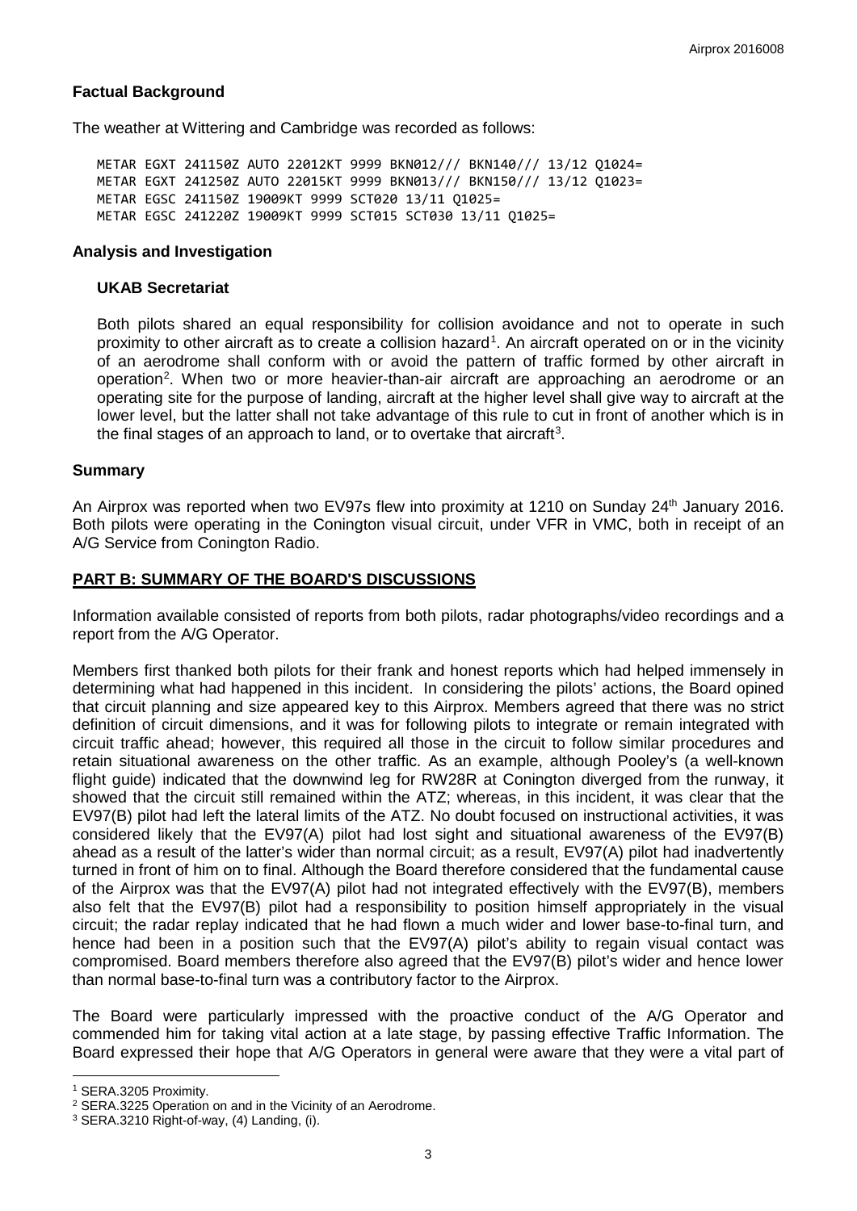### Factual Background

The weather at Wittering and Cambridge was recorded as follows:

```
METAR EGXT 241150Z AUTO 22012KT 9999 BKN012/// BKN140/// 13/12 Q1024=
METAR EGXT 241250Z AUTO 22015KT 9999 BKN013/// BKN150/// 13/12 Q1023=
METAR EGSC 241150Z 19009KT 9999 SCT020 13/11 Q1025=
METAR EGSC 241220Z 19009KT 9999 SCT015 SCT030 13/11 Q1025=
```

### Analysis and Investigation

#### UKAB Secretariat

Both pilots shared an equal responsibility for collision avoidance and not to operate in such proximity to other aircraft as to create a collision hazard[1]. An aircraft operated on or in the vicinity of an aerodrome shall conform with or avoid the pattern of traffic formed by other aircraft in operation[2]. When two or more heavier-than-air aircraft are approaching an aerodrome or an operating site for the purpose of landing, aircraft at the higher level shall give way to aircraft at the lower level, but the latter shall not take advantage of this rule to cut in front of another which is in the final stages of an approach to land, or to overtake that aircraft[3].

### Summary

An Airprox was reported when two EV97s flew into proximity at 1210 on Sunday 24th January 2016. Both pilots were operating in the Conington visual circuit, under VFR in VMC, both in receipt of an A/G Service from Conington Radio.

### PART B: SUMMARY OF THE BOARD'S DISCUSSIONS

Information available consisted of reports from both pilots, radar photographs/video recordings and a report from the A/G Operator.

Members first thanked both pilots for their frank and honest reports which had helped immensely in determining what had happened in this incident. In considering the pilots' actions, the Board opined that circuit planning and size appeared key to this Airprox. Members agreed that there was no strict definition of circuit dimensions, and it was for following pilots to integrate or remain integrated with circuit traffic ahead; however, this required all those in the circuit to follow similar procedures and retain situational awareness on the other traffic. As an example, although Pooley's (a well-known flight guide) indicated that the downwind leg for RW28R at Conington diverged from the runway, it showed that the circuit still remained within the ATZ; whereas, in this incident, it was clear that the EV97(B) pilot had left the lateral limits of the ATZ. No doubt focused on instructional activities, it was considered likely that the EV97(A) pilot had lost sight and situational awareness of the EV97(B) ahead as a result of the latter's wider than normal circuit; as a result, EV97(A) pilot had inadvertently turned in front of him on to final. Although the Board therefore considered that the fundamental cause of the Airprox was that the EV97(A) pilot had not integrated effectively with the EV97(B), members also felt that the EV97(B) pilot had a responsibility to position himself appropriately in the visual circuit; the radar replay indicated that he had flown a much wider and lower base-to-final turn, and hence had been in a position such that the EV97(A) pilot's ability to regain visual contact was compromised. Board members therefore also agreed that the EV97(B) pilot's wider and hence lower than normal base-to-final turn was a contributory factor to the Airprox.

The Board were particularly impressed with the proactive conduct of the A/G Operator and commended him for taking vital action at a late stage, by passing effective Traffic Information. The Board expressed their hope that A/G Operators in general were aware that they were a vital part of

---

[1] SERA.3205 Proximity.

[2] SERA.3225 Operation on and in the Vicinity of an Aerodrome.

[3] SERA.3210 Right-of-way, (4) Landing, (i).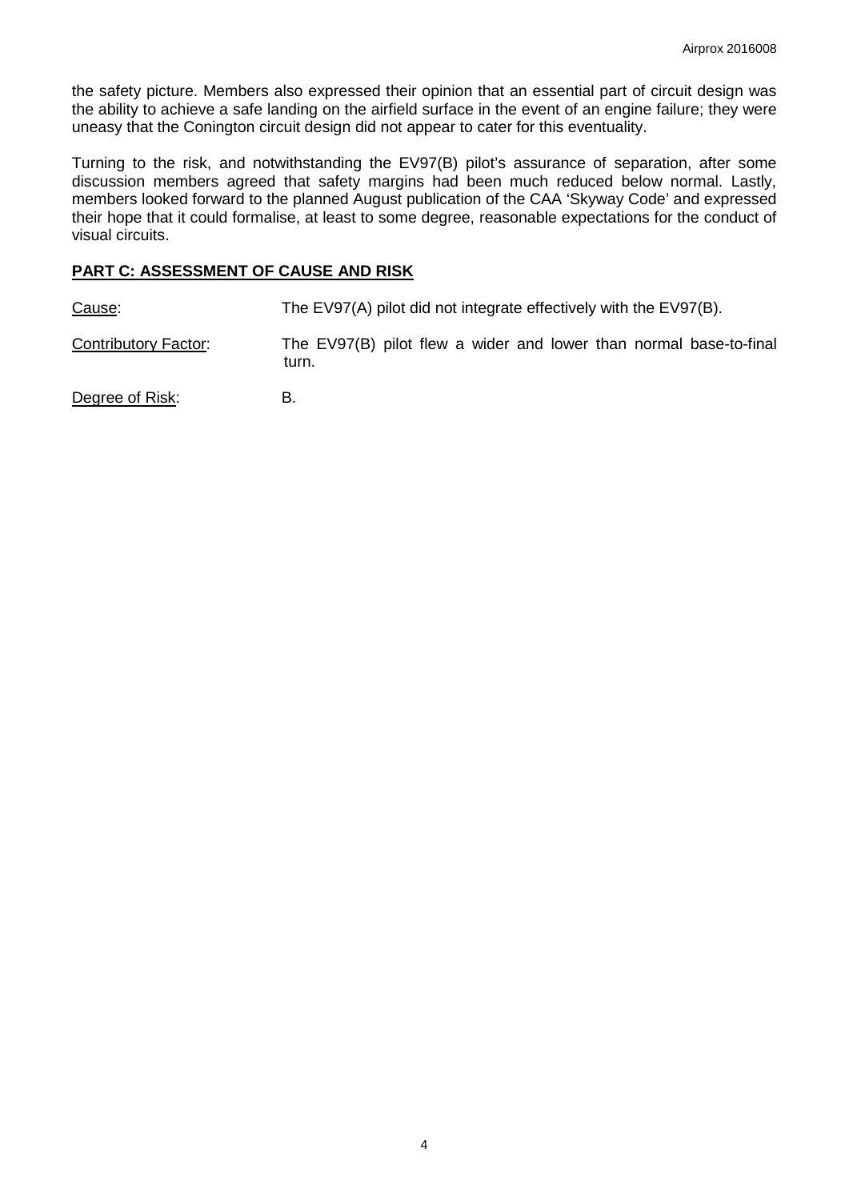the safety picture. Members also expressed their opinion that an essential part of circuit design was the ability to achieve a safe landing on the airfield surface in the event of an engine failure; they were uneasy that the Conington circuit design did not appear to cater for this eventuality.

Turning to the risk, and notwithstanding the EV97(B) pilot's assurance of separation, after some discussion members agreed that safety margins had been much reduced below normal. Lastly, members looked forward to the planned August publication of the CAA 'Skyway Code' and expressed their hope that it could formalise, at least to some degree, reasonable expectations for the conduct of visual circuits.

## PART C: ASSESSMENT OF CAUSE AND RISK

Cause: The EV97(A) pilot did not integrate effectively with the EV97(B).

Contributory Factor: The EV97(B) pilot flew a wider and lower than normal base-to-final turn.

Degree of Risk: B.